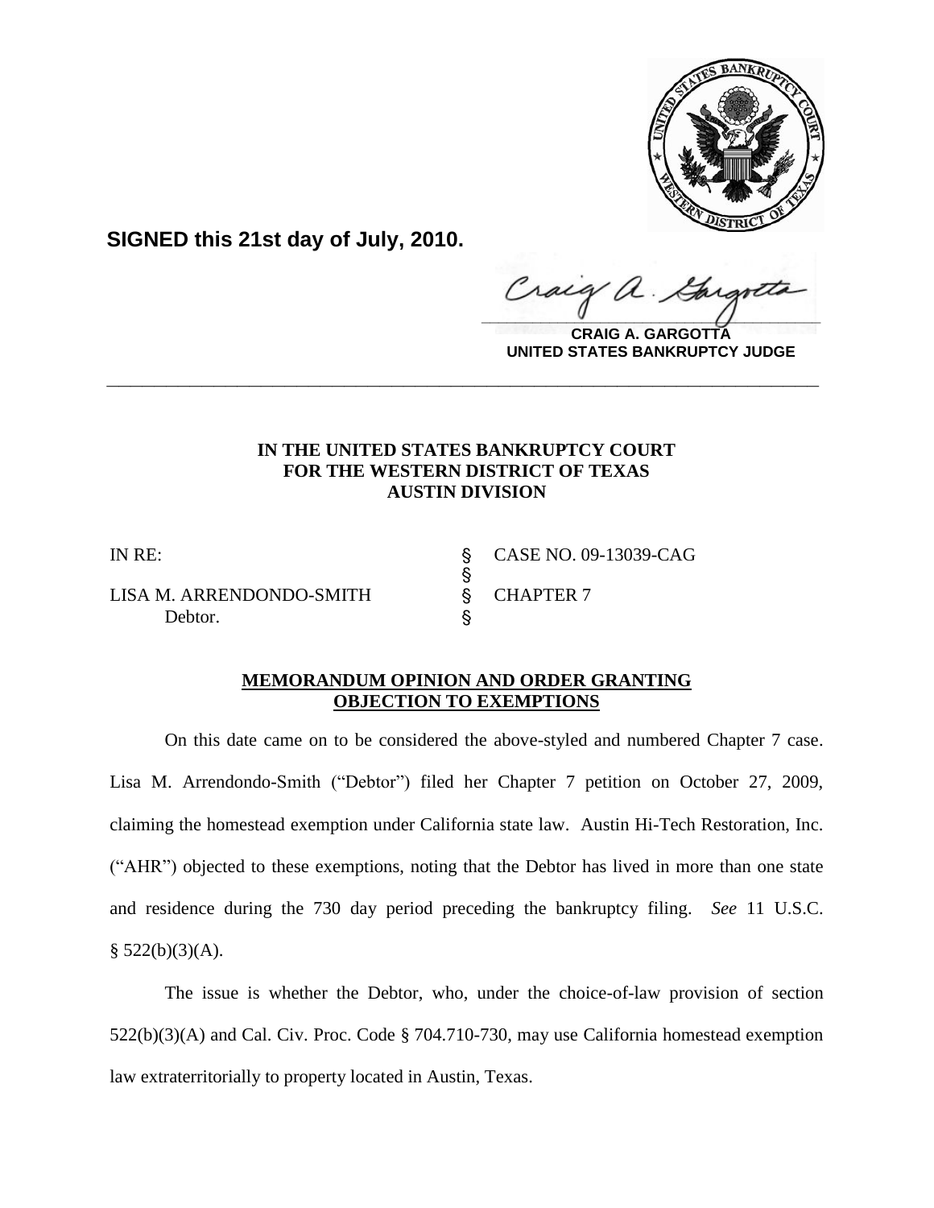**SIGNED this 21st day of July, 2010.**

**CRAIG A. GARGOTTA**
**UNITED STATES BANKRUPTCY JUDGE**

---

**IN THE UNITED STATES BANKRUPTCY COURT**
**FOR THE WESTERN DISTRICT OF TEXAS**
**AUSTIN DIVISION**

| | | |
|---|---|---|
| IN RE: | § | CASE NO. 09-13039-CAG |
| | § | |
| LISA M. ARRENDONDO-SMITH | § | CHAPTER 7 |
| Debtor. | § | |

**MEMORANDUM OPINION AND ORDER GRANTING OBJECTION TO EXEMPTIONS**

On this date came on to be considered the above-styled and numbered Chapter 7 case. Lisa M. Arrendondo-Smith ("Debtor") filed her Chapter 7 petition on October 27, 2009, claiming the homestead exemption under California state law. Austin Hi-Tech Restoration, Inc. ("AHR") objected to these exemptions, noting that the Debtor has lived in more than one state and residence during the 730 day period preceding the bankruptcy filing. *See* 11 U.S.C. § 522(b)(3)(A).

The issue is whether the Debtor, who, under the choice-of-law provision of section 522(b)(3)(A) and Cal. Civ. Proc. Code § 704.710-730, may use California homestead exemption law extraterritorially to property located in Austin, Texas.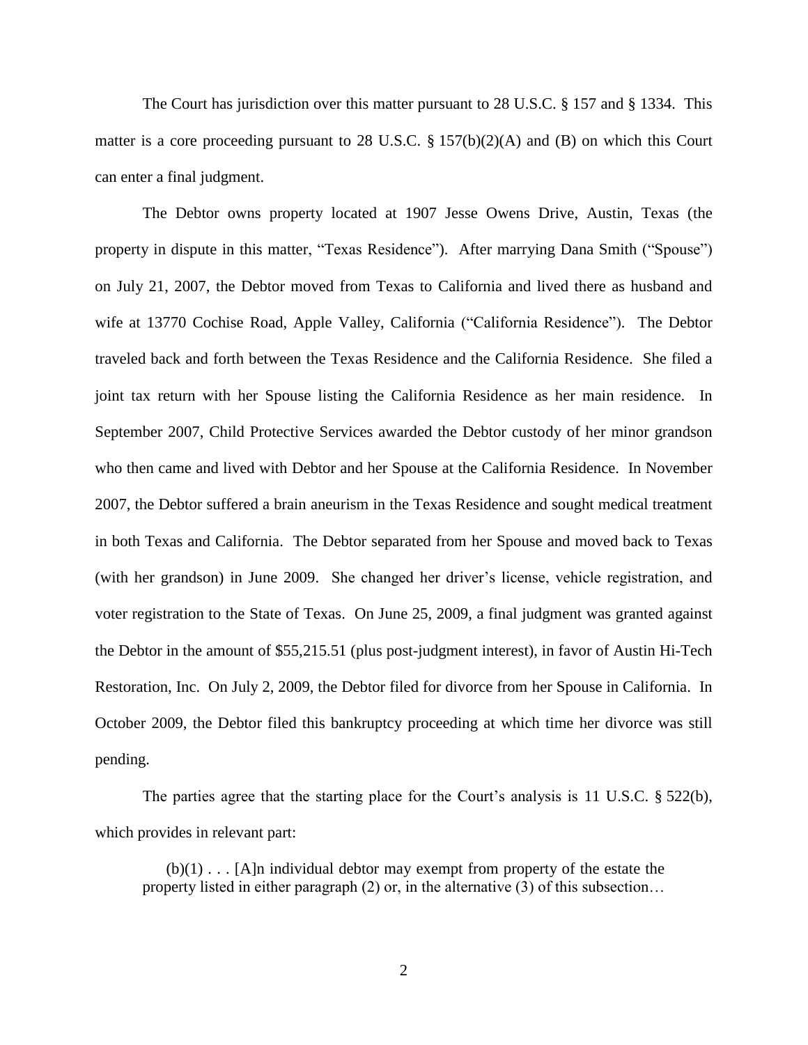The Court has jurisdiction over this matter pursuant to 28 U.S.C. § 157 and § 1334. This matter is a core proceeding pursuant to 28 U.S.C. § 157(b)(2)(A) and (B) on which this Court can enter a final judgment.

The Debtor owns property located at 1907 Jesse Owens Drive, Austin, Texas (the property in dispute in this matter, "Texas Residence"). After marrying Dana Smith ("Spouse") on July 21, 2007, the Debtor moved from Texas to California and lived there as husband and wife at 13770 Cochise Road, Apple Valley, California ("California Residence"). The Debtor traveled back and forth between the Texas Residence and the California Residence. She filed a joint tax return with her Spouse listing the California Residence as her main residence. In September 2007, Child Protective Services awarded the Debtor custody of her minor grandson who then came and lived with Debtor and her Spouse at the California Residence. In November 2007, the Debtor suffered a brain aneurism in the Texas Residence and sought medical treatment in both Texas and California. The Debtor separated from her Spouse and moved back to Texas (with her grandson) in June 2009. She changed her driver's license, vehicle registration, and voter registration to the State of Texas. On June 25, 2009, a final judgment was granted against the Debtor in the amount of $55,215.51 (plus post-judgment interest), in favor of Austin Hi-Tech Restoration, Inc. On July 2, 2009, the Debtor filed for divorce from her Spouse in California. In October 2009, the Debtor filed this bankruptcy proceeding at which time her divorce was still pending.

The parties agree that the starting place for the Court's analysis is 11 U.S.C. § 522(b), which provides in relevant part:

> (b)(1) . . . [A]n individual debtor may exempt from property of the estate the property listed in either paragraph (2) or, in the alternative (3) of this subsection…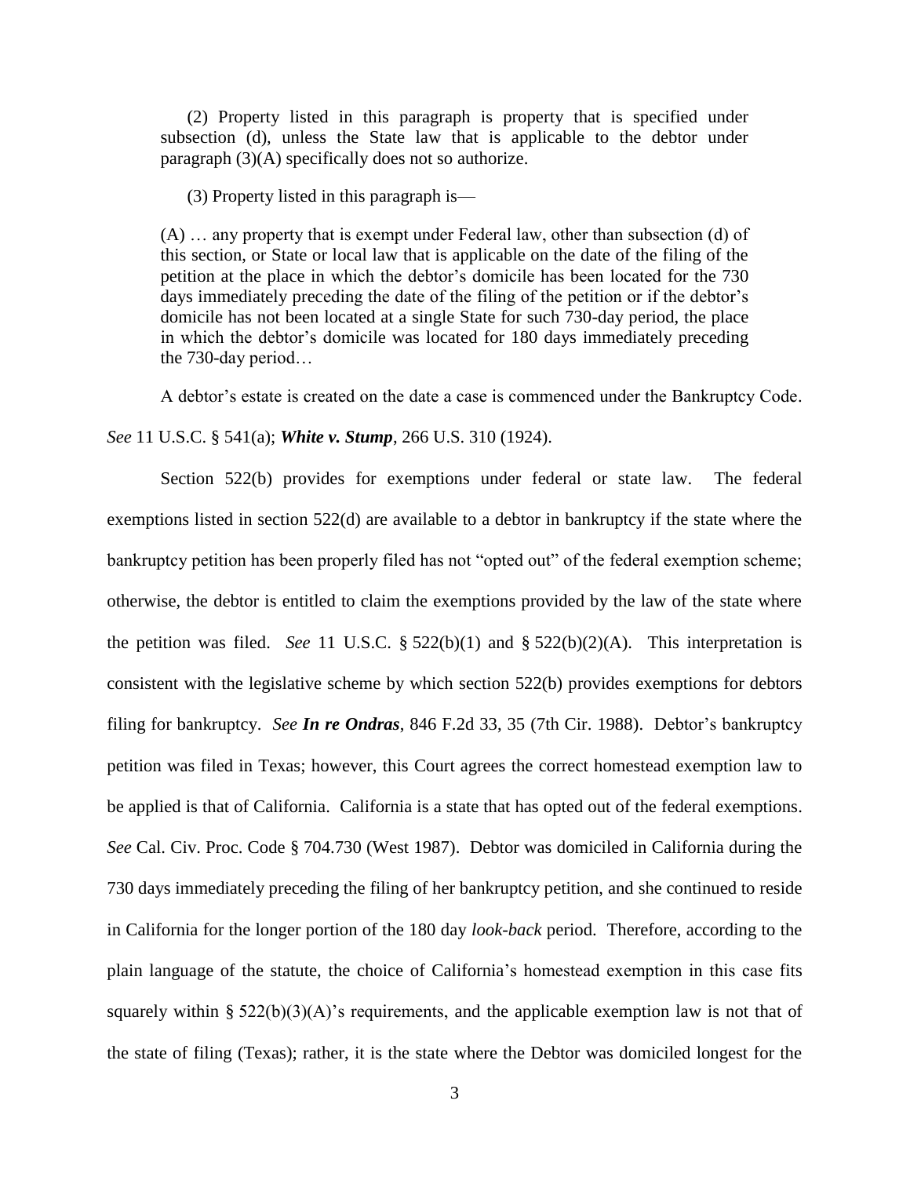> (2) Property listed in this paragraph is property that is specified under subsection (d), unless the State law that is applicable to the debtor under paragraph (3)(A) specifically does not so authorize.
>
> (3) Property listed in this paragraph is—
>
> (A) … any property that is exempt under Federal law, other than subsection (d) of this section, or State or local law that is applicable on the date of the filing of the petition at the place in which the debtor's domicile has been located for the 730 days immediately preceding the date of the filing of the petition or if the debtor's domicile has not been located at a single State for such 730-day period, the place in which the debtor's domicile was located for 180 days immediately preceding the 730-day period…

A debtor's estate is created on the date a case is commenced under the Bankruptcy Code. *See* 11 U.S.C. § 541(a); ***White v. Stump***, 266 U.S. 310 (1924).

Section 522(b) provides for exemptions under federal or state law. The federal exemptions listed in section 522(d) are available to a debtor in bankruptcy if the state where the bankruptcy petition has been properly filed has not "opted out" of the federal exemption scheme; otherwise, the debtor is entitled to claim the exemptions provided by the law of the state where the petition was filed. *See* 11 U.S.C. § 522(b)(1) and § 522(b)(2)(A). This interpretation is consistent with the legislative scheme by which section 522(b) provides exemptions for debtors filing for bankruptcy. *See* ***In re Ondras***, 846 F.2d 33, 35 (7th Cir. 1988). Debtor's bankruptcy petition was filed in Texas; however, this Court agrees the correct homestead exemption law to be applied is that of California. California is a state that has opted out of the federal exemptions. *See* Cal. Civ. Proc. Code § 704.730 (West 1987). Debtor was domiciled in California during the 730 days immediately preceding the filing of her bankruptcy petition, and she continued to reside in California for the longer portion of the 180 day *look-back* period. Therefore, according to the plain language of the statute, the choice of California's homestead exemption in this case fits squarely within § 522(b)(3)(A)'s requirements, and the applicable exemption law is not that of the state of filing (Texas); rather, it is the state where the Debtor was domiciled longest for the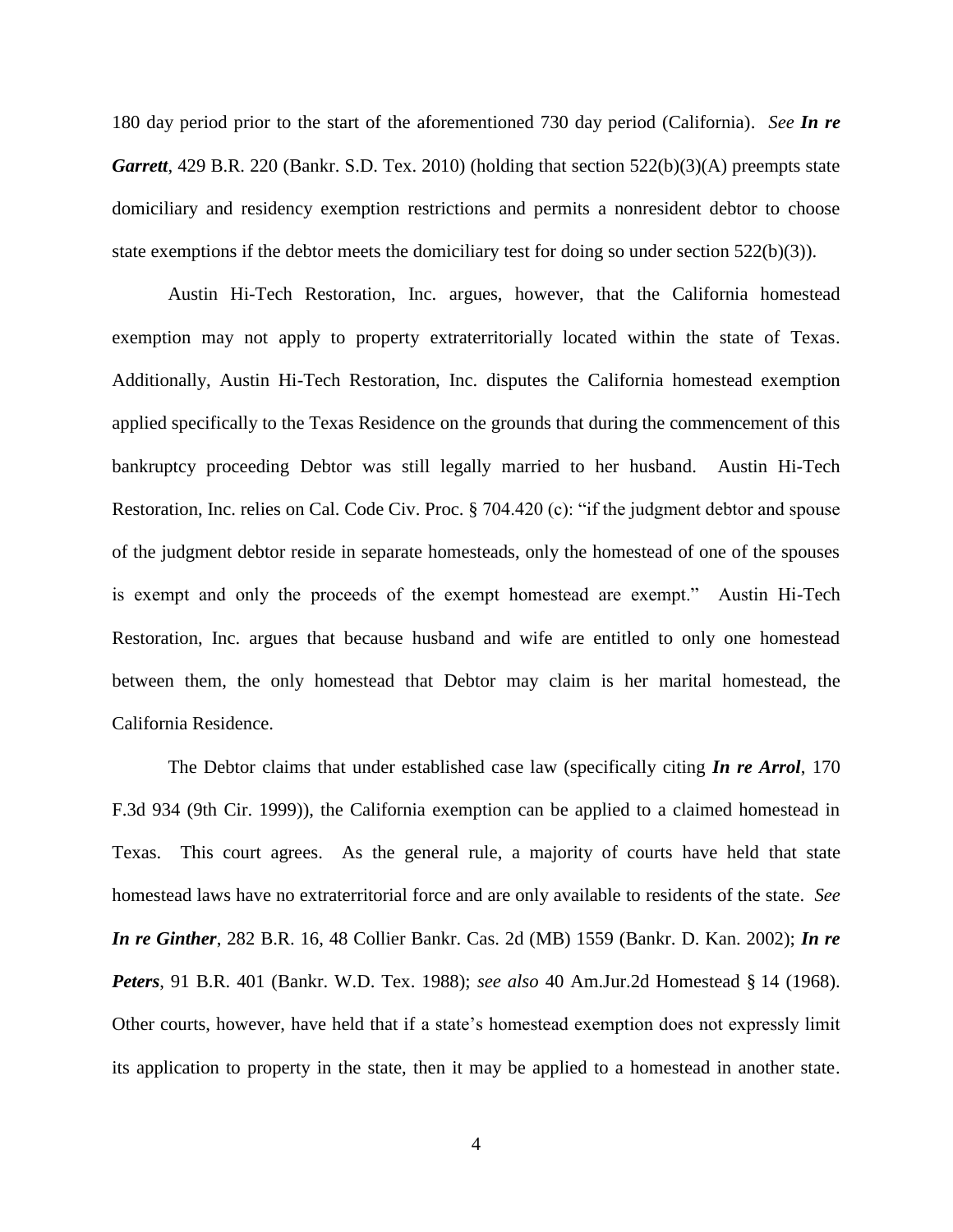180 day period prior to the start of the aforementioned 730 day period (California). *See **In re Garrett***, 429 B.R. 220 (Bankr. S.D. Tex. 2010) (holding that section 522(b)(3)(A) preempts state domiciliary and residency exemption restrictions and permits a nonresident debtor to choose state exemptions if the debtor meets the domiciliary test for doing so under section 522(b)(3)).

Austin Hi-Tech Restoration, Inc. argues, however, that the California homestead exemption may not apply to property extraterritorially located within the state of Texas. Additionally, Austin Hi-Tech Restoration, Inc. disputes the California homestead exemption applied specifically to the Texas Residence on the grounds that during the commencement of this bankruptcy proceeding Debtor was still legally married to her husband. Austin Hi-Tech Restoration, Inc. relies on Cal. Code Civ. Proc. § 704.420 (c): "if the judgment debtor and spouse of the judgment debtor reside in separate homesteads, only the homestead of one of the spouses is exempt and only the proceeds of the exempt homestead are exempt." Austin Hi-Tech Restoration, Inc. argues that because husband and wife are entitled to only one homestead between them, the only homestead that Debtor may claim is her marital homestead, the California Residence.

The Debtor claims that under established case law (specifically citing ***In re Arrol***, 170 F.3d 934 (9th Cir. 1999)), the California exemption can be applied to a claimed homestead in Texas. This court agrees. As the general rule, a majority of courts have held that state homestead laws have no extraterritorial force and are only available to residents of the state. *See* ***In re Ginther***, 282 B.R. 16, 48 Collier Bankr. Cas. 2d (MB) 1559 (Bankr. D. Kan. 2002); ***In re Peters***, 91 B.R. 401 (Bankr. W.D. Tex. 1988); *see also* 40 Am.Jur.2d Homestead § 14 (1968). Other courts, however, have held that if a state's homestead exemption does not expressly limit its application to property in the state, then it may be applied to a homestead in another state.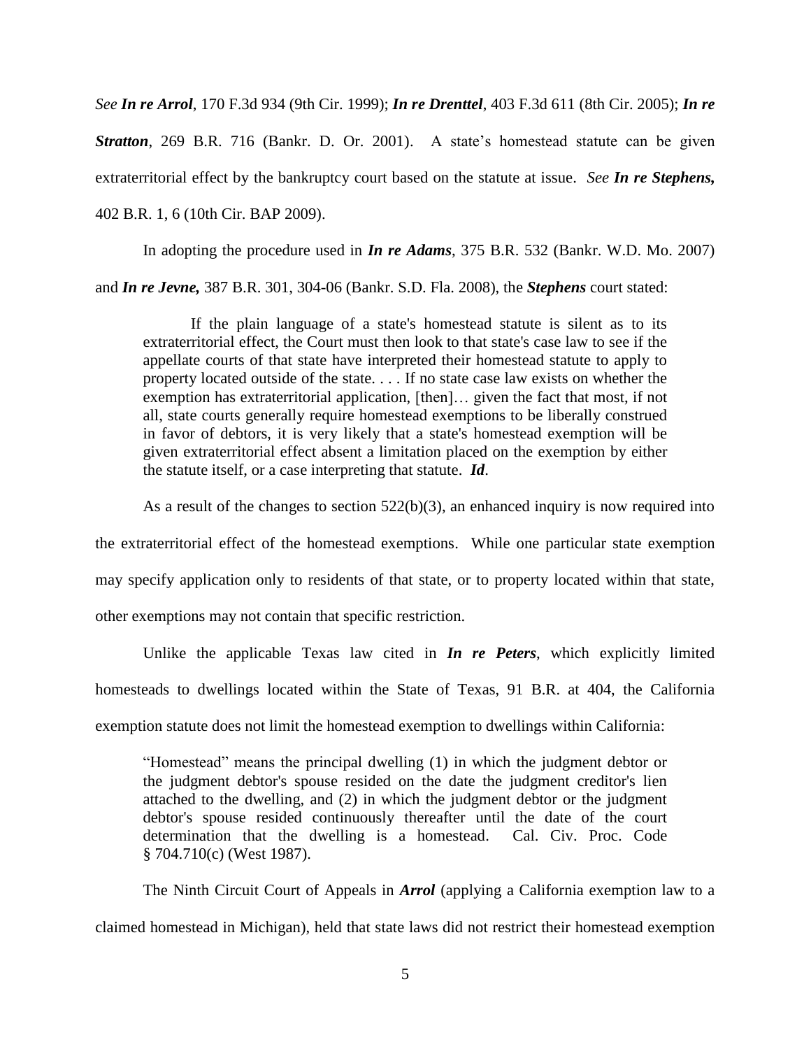*See* ***In re Arrol***, 170 F.3d 934 (9th Cir. 1999); ***In re Drenttel***, 403 F.3d 611 (8th Cir. 2005); ***In re Stratton***, 269 B.R. 716 (Bankr. D. Or. 2001). A state's homestead statute can be given extraterritorial effect by the bankruptcy court based on the statute at issue. *See* ***In re Stephens,*** 402 B.R. 1, 6 (10th Cir. BAP 2009).

In adopting the procedure used in ***In re Adams***, 375 B.R. 532 (Bankr. W.D. Mo. 2007) and ***In re Jevne,*** 387 B.R. 301, 304-06 (Bankr. S.D. Fla. 2008), the ***Stephens*** court stated:

> If the plain language of a state's homestead statute is silent as to its extraterritorial effect, the Court must then look to that state's case law to see if the appellate courts of that state have interpreted their homestead statute to apply to property located outside of the state. . . . If no state case law exists on whether the exemption has extraterritorial application, [then]… given the fact that most, if not all, state courts generally require homestead exemptions to be liberally construed in favor of debtors, it is very likely that a state's homestead exemption will be given extraterritorial effect absent a limitation placed on the exemption by either the statute itself, or a case interpreting that statute. ***Id***.

As a result of the changes to section 522(b)(3), an enhanced inquiry is now required into the extraterritorial effect of the homestead exemptions. While one particular state exemption may specify application only to residents of that state, or to property located within that state, other exemptions may not contain that specific restriction.

Unlike the applicable Texas law cited in ***In re Peters***, which explicitly limited homesteads to dwellings located within the State of Texas, 91 B.R. at 404, the California exemption statute does not limit the homestead exemption to dwellings within California:

> "Homestead" means the principal dwelling (1) in which the judgment debtor or the judgment debtor's spouse resided on the date the judgment creditor's lien attached to the dwelling, and (2) in which the judgment debtor or the judgment debtor's spouse resided continuously thereafter until the date of the court determination that the dwelling is a homestead. Cal. Civ. Proc. Code § 704.710(c) (West 1987).

The Ninth Circuit Court of Appeals in ***Arrol*** (applying a California exemption law to a claimed homestead in Michigan), held that state laws did not restrict their homestead exemption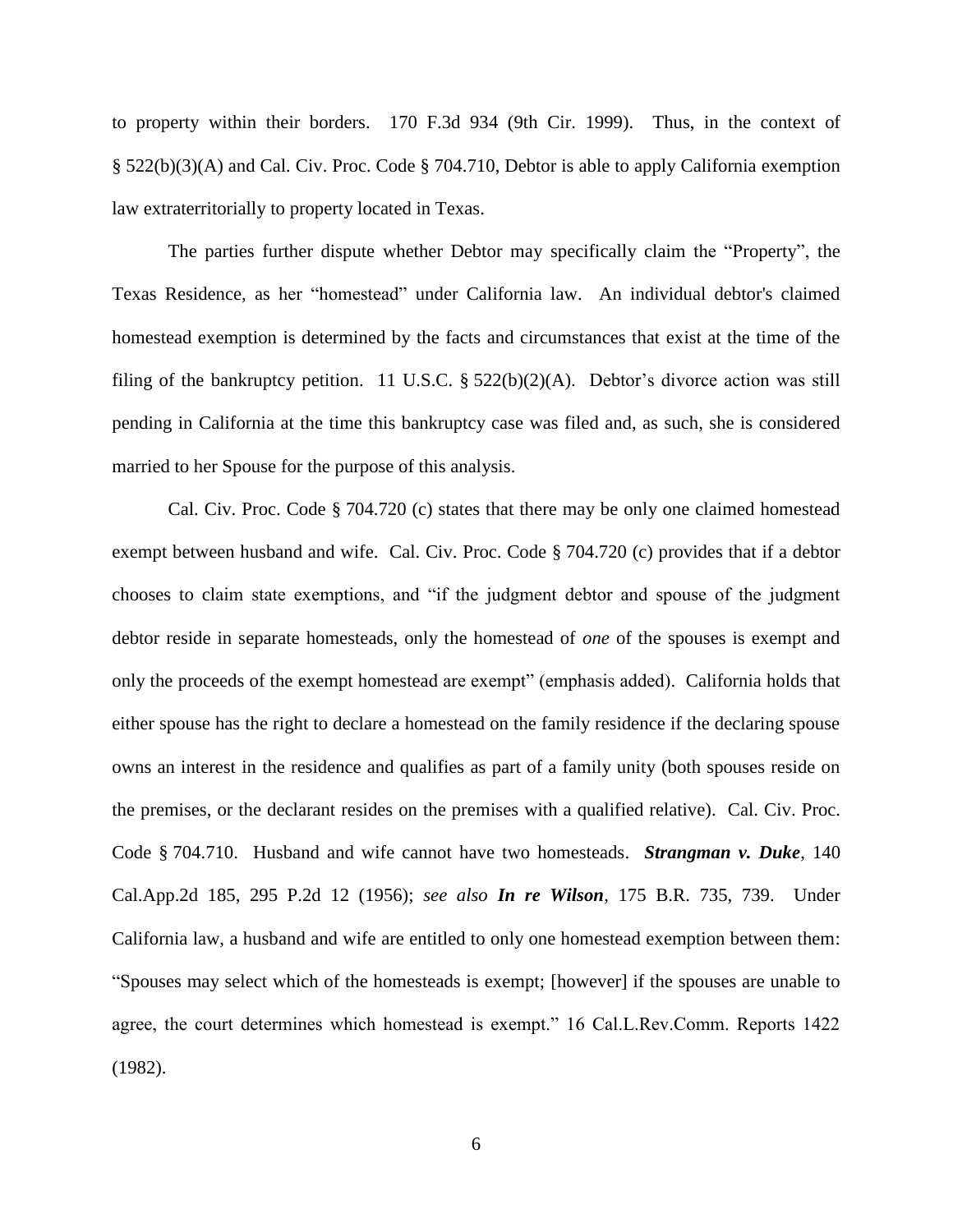to property within their borders. 170 F.3d 934 (9th Cir. 1999). Thus, in the context of § 522(b)(3)(A) and Cal. Civ. Proc. Code § 704.710, Debtor is able to apply California exemption law extraterritorially to property located in Texas.

The parties further dispute whether Debtor may specifically claim the "Property", the Texas Residence, as her "homestead" under California law. An individual debtor's claimed homestead exemption is determined by the facts and circumstances that exist at the time of the filing of the bankruptcy petition. 11 U.S.C. § 522(b)(2)(A). Debtor's divorce action was still pending in California at the time this bankruptcy case was filed and, as such, she is considered married to her Spouse for the purpose of this analysis.

Cal. Civ. Proc. Code § 704.720 (c) states that there may be only one claimed homestead exempt between husband and wife. Cal. Civ. Proc. Code § 704.720 (c) provides that if a debtor chooses to claim state exemptions, and "if the judgment debtor and spouse of the judgment debtor reside in separate homesteads, only the homestead of *one* of the spouses is exempt and only the proceeds of the exempt homestead are exempt" (emphasis added). California holds that either spouse has the right to declare a homestead on the family residence if the declaring spouse owns an interest in the residence and qualifies as part of a family unity (both spouses reside on the premises, or the declarant resides on the premises with a qualified relative). Cal. Civ. Proc. Code § 704.710. Husband and wife cannot have two homesteads. ***Strangman v. Duke***, 140 Cal.App.2d 185, 295 P.2d 12 (1956); *see also* ***In re Wilson***, 175 B.R. 735, 739. Under California law, a husband and wife are entitled to only one homestead exemption between them: "Spouses may select which of the homesteads is exempt; [however] if the spouses are unable to agree, the court determines which homestead is exempt." 16 Cal.L.Rev.Comm. Reports 1422 (1982).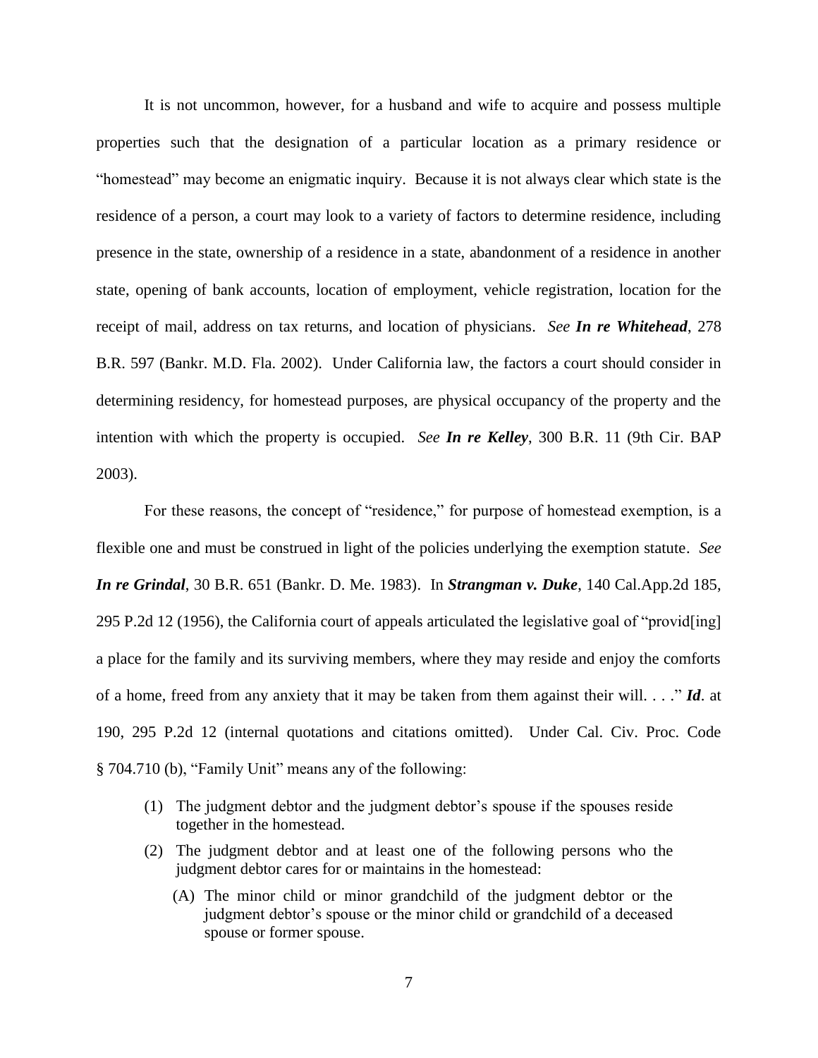It is not uncommon, however, for a husband and wife to acquire and possess multiple properties such that the designation of a particular location as a primary residence or "homestead" may become an enigmatic inquiry. Because it is not always clear which state is the residence of a person, a court may look to a variety of factors to determine residence, including presence in the state, ownership of a residence in a state, abandonment of a residence in another state, opening of bank accounts, location of employment, vehicle registration, location for the receipt of mail, address on tax returns, and location of physicians. *See* ***In re Whitehead***, 278 B.R. 597 (Bankr. M.D. Fla. 2002). Under California law, the factors a court should consider in determining residency, for homestead purposes, are physical occupancy of the property and the intention with which the property is occupied. *See* ***In re Kelley***, 300 B.R. 11 (9th Cir. BAP 2003).

For these reasons, the concept of "residence," for purpose of homestead exemption, is a flexible one and must be construed in light of the policies underlying the exemption statute. *See* ***In re Grindal***, 30 B.R. 651 (Bankr. D. Me. 1983). In ***Strangman v. Duke***, 140 Cal.App.2d 185, 295 P.2d 12 (1956), the California court of appeals articulated the legislative goal of "provid[ing] a place for the family and its surviving members, where they may reside and enjoy the comforts of a home, freed from any anxiety that it may be taken from them against their will. . . ." ***Id***. at 190, 295 P.2d 12 (internal quotations and citations omitted). Under Cal. Civ. Proc. Code § 704.710 (b), "Family Unit" means any of the following:

> (1) The judgment debtor and the judgment debtor's spouse if the spouses reside together in the homestead.
>
> (2) The judgment debtor and at least one of the following persons who the judgment debtor cares for or maintains in the homestead:
>
> (A) The minor child or minor grandchild of the judgment debtor or the judgment debtor's spouse or the minor child or grandchild of a deceased spouse or former spouse.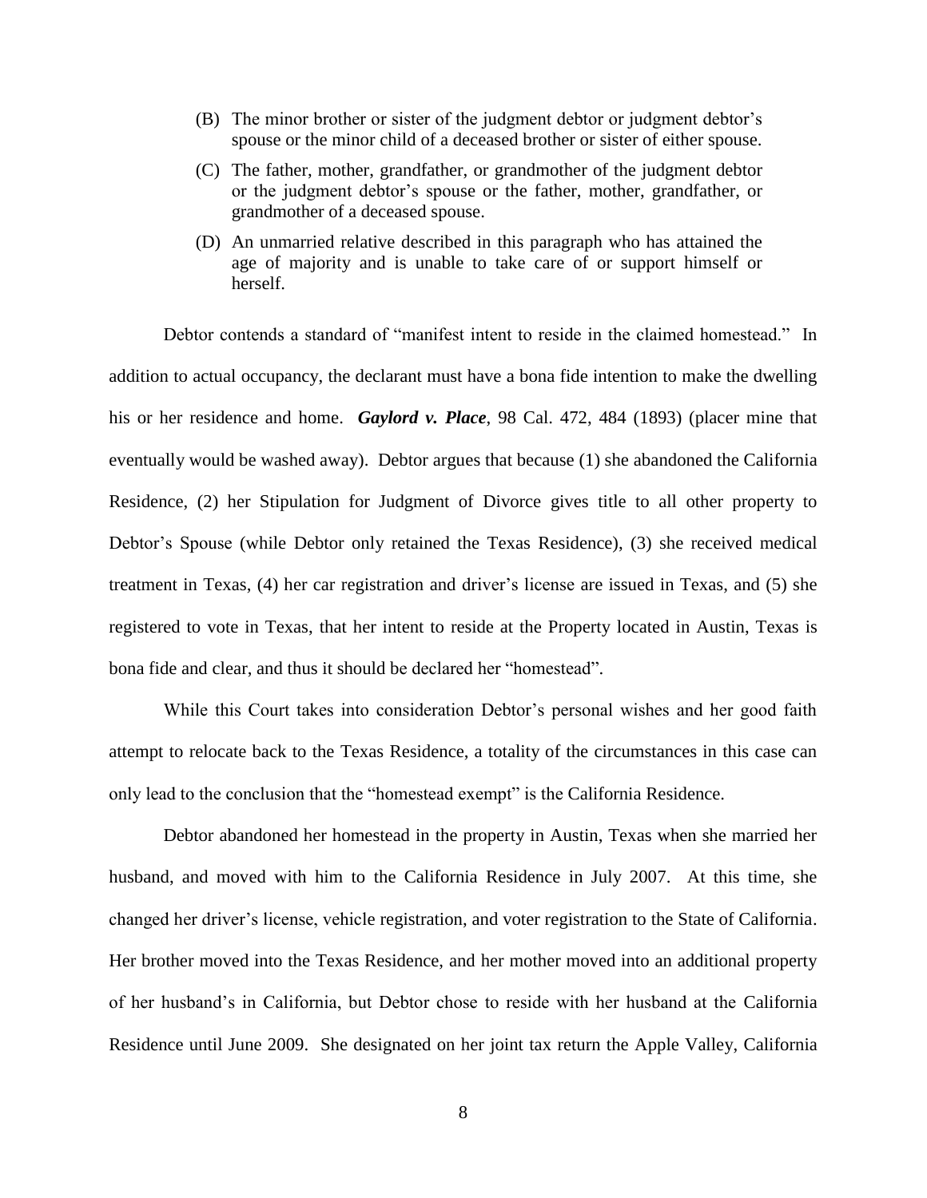(B) The minor brother or sister of the judgment debtor or judgment debtor's spouse or the minor child of a deceased brother or sister of either spouse.

(C) The father, mother, grandfather, or grandmother of the judgment debtor or the judgment debtor's spouse or the father, mother, grandfather, or grandmother of a deceased spouse.

(D) An unmarried relative described in this paragraph who has attained the age of majority and is unable to take care of or support himself or herself.

Debtor contends a standard of "manifest intent to reside in the claimed homestead." In addition to actual occupancy, the declarant must have a bona fide intention to make the dwelling his or her residence and home. ***Gaylord v. Place***, 98 Cal. 472, 484 (1893) (placer mine that eventually would be washed away). Debtor argues that because (1) she abandoned the California Residence, (2) her Stipulation for Judgment of Divorce gives title to all other property to Debtor's Spouse (while Debtor only retained the Texas Residence), (3) she received medical treatment in Texas, (4) her car registration and driver's license are issued in Texas, and (5) she registered to vote in Texas, that her intent to reside at the Property located in Austin, Texas is bona fide and clear, and thus it should be declared her "homestead".

While this Court takes into consideration Debtor's personal wishes and her good faith attempt to relocate back to the Texas Residence, a totality of the circumstances in this case can only lead to the conclusion that the "homestead exempt" is the California Residence.

Debtor abandoned her homestead in the property in Austin, Texas when she married her husband, and moved with him to the California Residence in July 2007. At this time, she changed her driver's license, vehicle registration, and voter registration to the State of California. Her brother moved into the Texas Residence, and her mother moved into an additional property of her husband's in California, but Debtor chose to reside with her husband at the California Residence until June 2009. She designated on her joint tax return the Apple Valley, California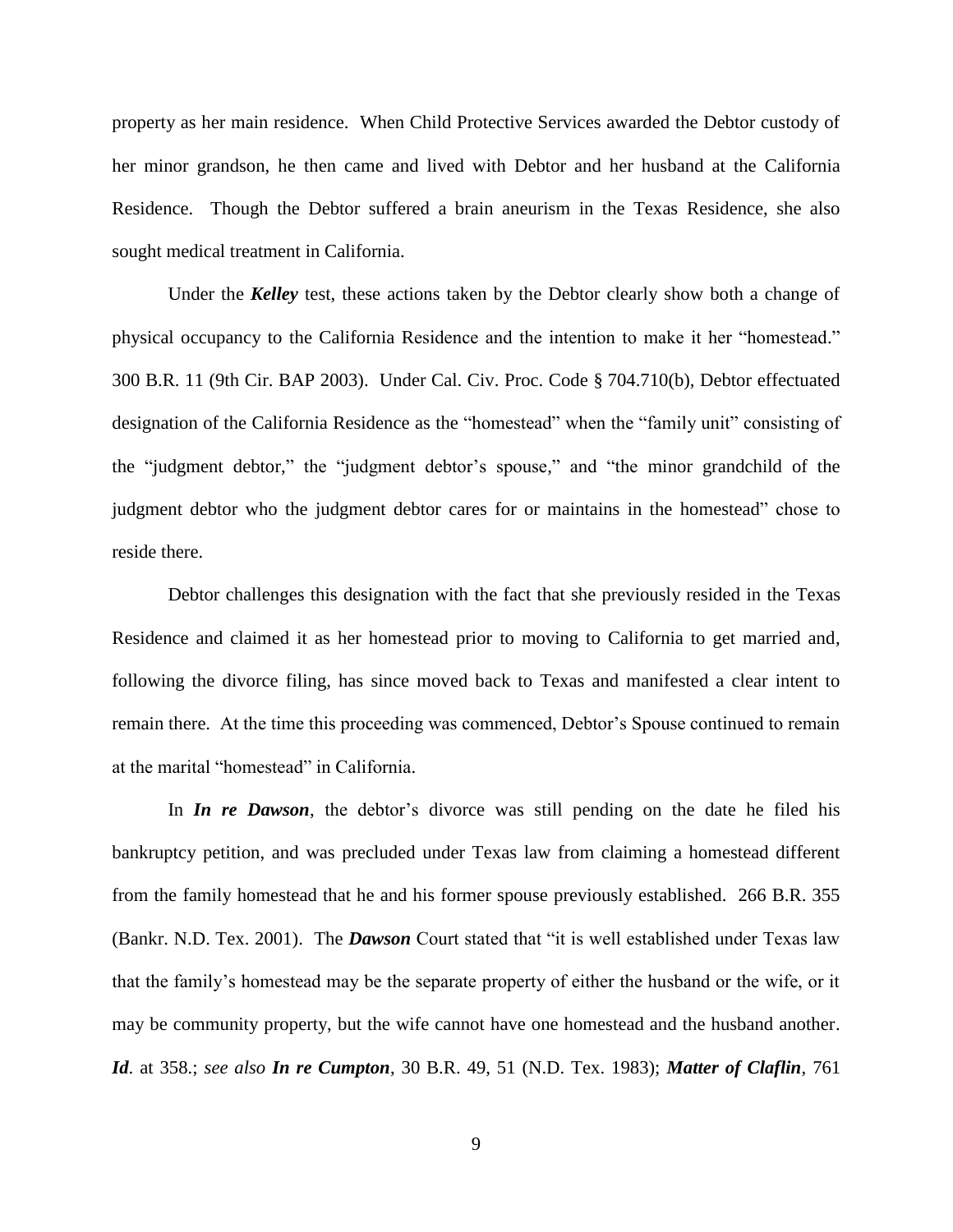property as her main residence. When Child Protective Services awarded the Debtor custody of her minor grandson, he then came and lived with Debtor and her husband at the California Residence. Though the Debtor suffered a brain aneurism in the Texas Residence, she also sought medical treatment in California.

Under the ***Kelley*** test, these actions taken by the Debtor clearly show both a change of physical occupancy to the California Residence and the intention to make it her "homestead." 300 B.R. 11 (9th Cir. BAP 2003). Under Cal. Civ. Proc. Code § 704.710(b), Debtor effectuated designation of the California Residence as the "homestead" when the "family unit" consisting of the "judgment debtor," the "judgment debtor's spouse," and "the minor grandchild of the judgment debtor who the judgment debtor cares for or maintains in the homestead" chose to reside there.

Debtor challenges this designation with the fact that she previously resided in the Texas Residence and claimed it as her homestead prior to moving to California to get married and, following the divorce filing, has since moved back to Texas and manifested a clear intent to remain there. At the time this proceeding was commenced, Debtor's Spouse continued to remain at the marital "homestead" in California.

In ***In re Dawson***, the debtor's divorce was still pending on the date he filed his bankruptcy petition, and was precluded under Texas law from claiming a homestead different from the family homestead that he and his former spouse previously established. 266 B.R. 355 (Bankr. N.D. Tex. 2001). The ***Dawson*** Court stated that "it is well established under Texas law that the family's homestead may be the separate property of either the husband or the wife, or it may be community property, but the wife cannot have one homestead and the husband another. ***Id***. at 358.; *see also* ***In re Cumpton***, 30 B.R. 49, 51 (N.D. Tex. 1983); ***Matter of Claflin***, 761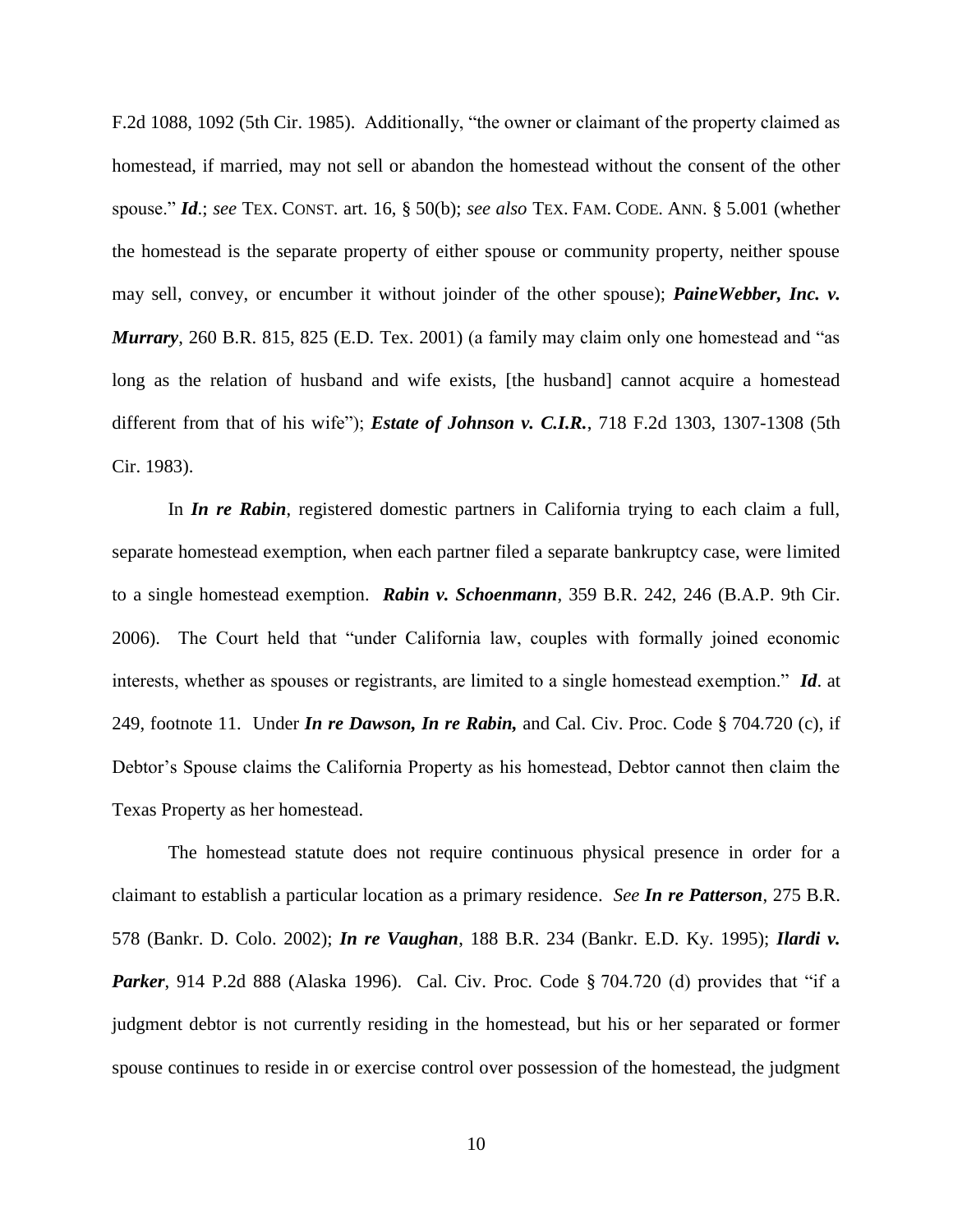F.2d 1088, 1092 (5th Cir. 1985). Additionally, "the owner or claimant of the property claimed as homestead, if married, may not sell or abandon the homestead without the consent of the other spouse." ***Id***.; *see* TEX. CONST. art. 16, § 50(b); *see also* TEX. FAM. CODE. ANN. § 5.001 (whether the homestead is the separate property of either spouse or community property, neither spouse may sell, convey, or encumber it without joinder of the other spouse); ***PaineWebber, Inc. v. Murrary***, 260 B.R. 815, 825 (E.D. Tex. 2001) (a family may claim only one homestead and "as long as the relation of husband and wife exists, [the husband] cannot acquire a homestead different from that of his wife"); ***Estate of Johnson v. C.I.R.***, 718 F.2d 1303, 1307-1308 (5th Cir. 1983).

In ***In re Rabin***, registered domestic partners in California trying to each claim a full, separate homestead exemption, when each partner filed a separate bankruptcy case, were limited to a single homestead exemption. ***Rabin v. Schoenmann***, 359 B.R. 242, 246 (B.A.P. 9th Cir. 2006). The Court held that "under California law, couples with formally joined economic interests, whether as spouses or registrants, are limited to a single homestead exemption." ***Id***. at 249, footnote 11. Under ***In re Dawson, In re Rabin,*** and Cal. Civ. Proc. Code § 704.720 (c), if Debtor's Spouse claims the California Property as his homestead, Debtor cannot then claim the Texas Property as her homestead.

The homestead statute does not require continuous physical presence in order for a claimant to establish a particular location as a primary residence. *See* ***In re Patterson***, 275 B.R. 578 (Bankr. D. Colo. 2002); ***In re Vaughan***, 188 B.R. 234 (Bankr. E.D. Ky. 1995); ***Ilardi v. Parker***, 914 P.2d 888 (Alaska 1996). Cal. Civ. Proc. Code § 704.720 (d) provides that "if a judgment debtor is not currently residing in the homestead, but his or her separated or former spouse continues to reside in or exercise control over possession of the homestead, the judgment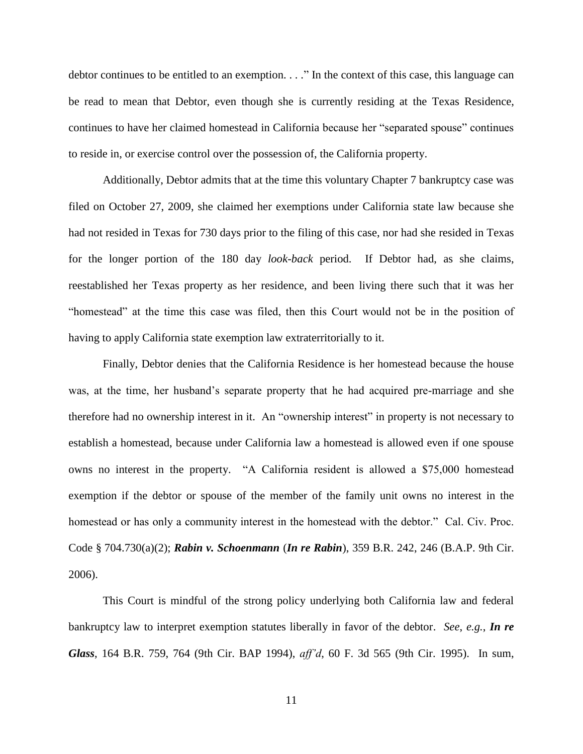debtor continues to be entitled to an exemption. . . ." In the context of this case, this language can be read to mean that Debtor, even though she is currently residing at the Texas Residence, continues to have her claimed homestead in California because her "separated spouse" continues to reside in, or exercise control over the possession of, the California property.

Additionally, Debtor admits that at the time this voluntary Chapter 7 bankruptcy case was filed on October 27, 2009, she claimed her exemptions under California state law because she had not resided in Texas for 730 days prior to the filing of this case, nor had she resided in Texas for the longer portion of the 180 day *look-back* period. If Debtor had, as she claims, reestablished her Texas property as her residence, and been living there such that it was her "homestead" at the time this case was filed, then this Court would not be in the position of having to apply California state exemption law extraterritorially to it.

Finally, Debtor denies that the California Residence is her homestead because the house was, at the time, her husband's separate property that he had acquired pre-marriage and she therefore had no ownership interest in it. An "ownership interest" in property is not necessary to establish a homestead, because under California law a homestead is allowed even if one spouse owns no interest in the property. "A California resident is allowed a $75,000 homestead exemption if the debtor or spouse of the member of the family unit owns no interest in the homestead or has only a community interest in the homestead with the debtor." Cal. Civ. Proc. Code § 704.730(a)(2); ***Rabin v. Schoenmann*** (***In re Rabin***), 359 B.R. 242, 246 (B.A.P. 9th Cir. 2006).

This Court is mindful of the strong policy underlying both California law and federal bankruptcy law to interpret exemption statutes liberally in favor of the debtor. *See, e.g.*, ***In re Glass***, 164 B.R. 759, 764 (9th Cir. BAP 1994), *aff'd*, 60 F. 3d 565 (9th Cir. 1995). In sum,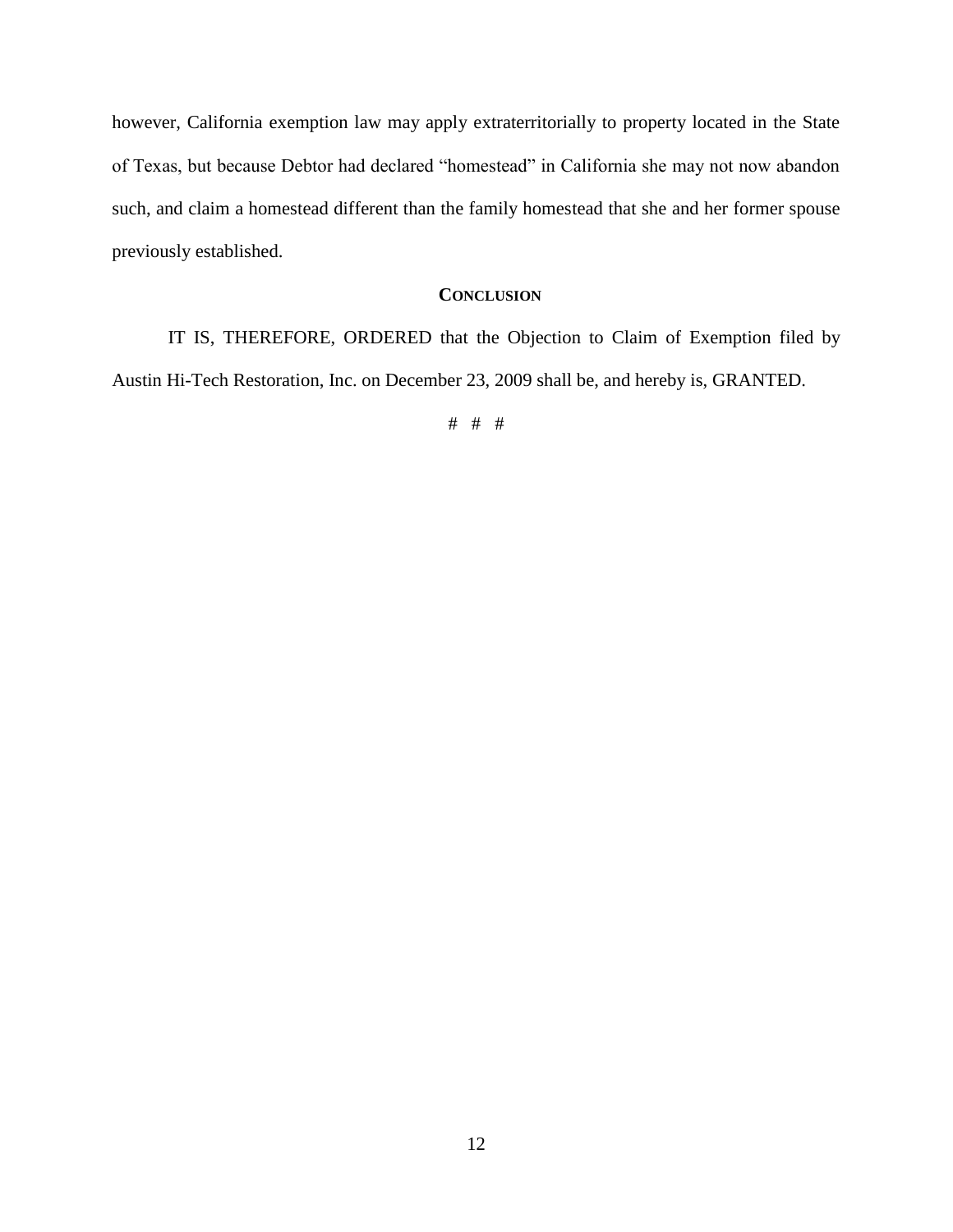however, California exemption law may apply extraterritorially to property located in the State of Texas, but because Debtor had declared "homestead" in California she may not now abandon such, and claim a homestead different than the family homestead that she and her former spouse previously established.

## CONCLUSION

IT IS, THEREFORE, ORDERED that the Objection to Claim of Exemption filed by Austin Hi-Tech Restoration, Inc. on December 23, 2009 shall be, and hereby is, GRANTED.

# # #